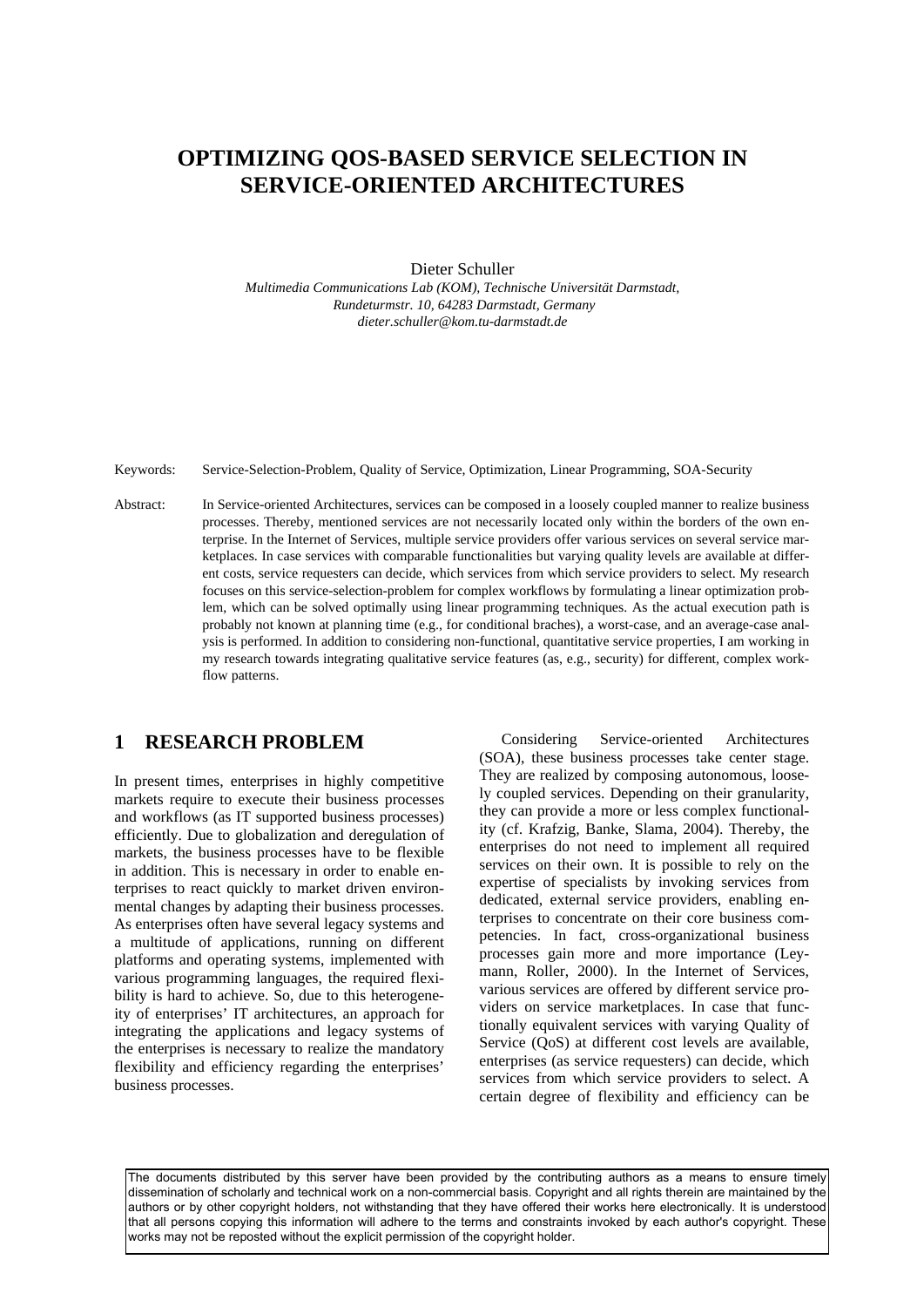# OPTIMIZING QOS-BASED SERVICE SELECTION IN SERVICE-ORIENTED ARCHITECTURES

Dieter Schuller

*Multimedia Communications Lab (KOM), Technische Universität Darmstadt,*
*Rundeturmstr. 10, 64283 Darmstadt, Germany*
*dieter.schuller@kom.tu-darmstadt.de*

Keywords: Service-Selection-Problem, Quality of Service, Optimization, Linear Programming, SOA-Security

Abstract: In Service-oriented Architectures, services can be composed in a loosely coupled manner to realize business processes. Thereby, mentioned services are not necessarily located only within the borders of the own enterprise. In the Internet of Services, multiple service providers offer various services on several service marketplaces. In case services with comparable functionalities but varying quality levels are available at different costs, service requesters can decide, which services from which service providers to select. My research focuses on this service-selection-problem for complex workflows by formulating a linear optimization problem, which can be solved optimally using linear programming techniques. As the actual execution path is probably not known at planning time (e.g., for conditional braches), a worst-case, and an average-case analysis is performed. In addition to considering non-functional, quantitative service properties, I am working in my research towards integrating qualitative service features (as, e.g., security) for different, complex workflow patterns.

## 1 RESEARCH PROBLEM

In present times, enterprises in highly competitive markets require to execute their business processes and workflows (as IT supported business processes) efficiently. Due to globalization and deregulation of markets, the business processes have to be flexible in addition. This is necessary in order to enable enterprises to react quickly to market driven environmental changes by adapting their business processes. As enterprises often have several legacy systems and a multitude of applications, running on different platforms and operating systems, implemented with various programming languages, the required flexibility is hard to achieve. So, due to this heterogeneity of enterprises' IT architectures, an approach for integrating the applications and legacy systems of the enterprises is necessary to realize the mandatory flexibility and efficiency regarding the enterprises' business processes.

Considering Service-oriented Architectures (SOA), these business processes take center stage. They are realized by composing autonomous, loosely coupled services. Depending on their granularity, they can provide a more or less complex functionality (cf. Krafzig, Banke, Slama, 2004). Thereby, the enterprises do not need to implement all required services on their own. It is possible to rely on the expertise of specialists by invoking services from dedicated, external service providers, enabling enterprises to concentrate on their core business competencies. In fact, cross-organizational business processes gain more and more importance (Leymann, Roller, 2000). In the Internet of Services, various services are offered by different service providers on service marketplaces. In case that functionally equivalent services with varying Quality of Service (QoS) at different cost levels are available, enterprises (as service requesters) can decide, which services from which service providers to select. A certain degree of flexibility and efficiency can be

The documents distributed by this server have been provided by the contributing authors as a means to ensure timely dissemination of scholarly and technical work on a non-commercial basis. Copyright and all rights therein are maintained by the authors or by other copyright holders, not withstanding that they have offered their works here electronically. It is understood that all persons copying this information will adhere to the terms and constraints invoked by each author's copyright. These works may not be reposted without the explicit permission of the copyright holder.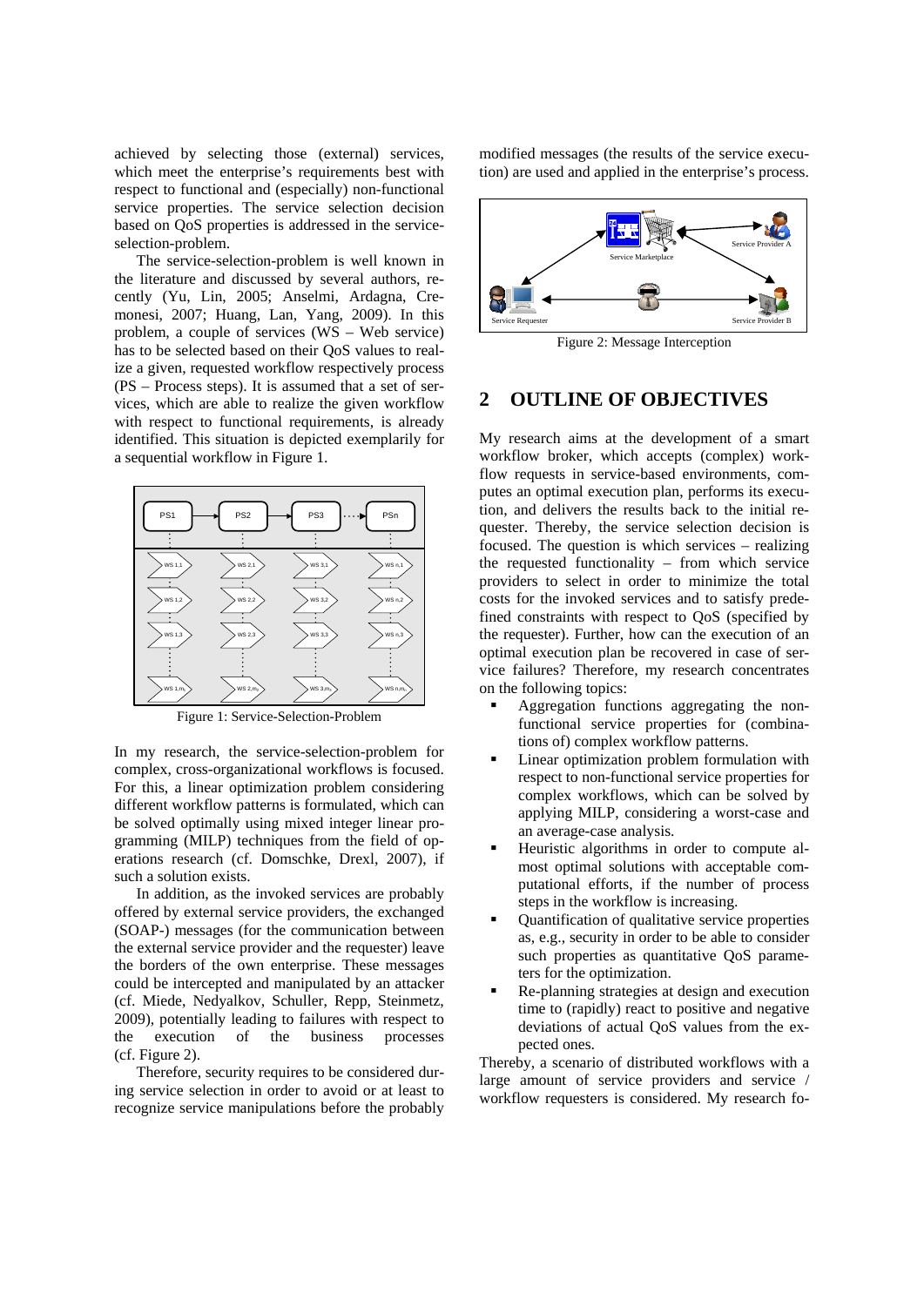achieved by selecting those (external) services, which meet the enterprise's requirements best with respect to functional and (especially) non-functional service properties. The service selection decision based on QoS properties is addressed in the service-selection-problem.

The service-selection-problem is well known in the literature and discussed by several authors, recently (Yu, Lin, 2005; Anselmi, Ardagna, Cremonesi, 2007; Huang, Lan, Yang, 2009). In this problem, a couple of services (WS – Web service) has to be selected based on their QoS values to realize a given, requested workflow respectively process (PS – Process steps). It is assumed that a set of services, which are able to realize the given workflow with respect to functional requirements, is already identified. This situation is depicted exemplarily for a sequential workflow in Figure 1.

Figure 1: Service-Selection-Problem

In my research, the service-selection-problem for complex, cross-organizational workflows is focused. For this, a linear optimization problem considering different workflow patterns is formulated, which can be solved optimally using mixed integer linear programming (MILP) techniques from the field of operations research (cf. Domschke, Drexl, 2007), if such a solution exists.

In addition, as the invoked services are probably offered by external service providers, the exchanged (SOAP-) messages (for the communication between the external service provider and the requester) leave the borders of the own enterprise. These messages could be intercepted and manipulated by an attacker (cf. Miede, Nedyalkov, Schuller, Repp, Steinmetz, 2009), potentially leading to failures with respect to the execution of the business processes (cf. Figure 2).

Therefore, security requires to be considered during service selection in order to avoid or at least to recognize service manipulations before the probably modified messages (the results of the service execution) are used and applied in the enterprise's process.

Figure 2: Message Interception

## 2 OUTLINE OF OBJECTIVES

My research aims at the development of a smart workflow broker, which accepts (complex) workflow requests in service-based environments, computes an optimal execution plan, performs its execution, and delivers the results back to the initial requester. Thereby, the service selection decision is focused. The question is which services – realizing the requested functionality – from which service providers to select in order to minimize the total costs for the invoked services and to satisfy predefined constraints with respect to QoS (specified by the requester). Further, how can the execution of an optimal execution plan be recovered in case of service failures? Therefore, my research concentrates on the following topics:

- Aggregation functions aggregating the non-functional service properties for (combinations of) complex workflow patterns.
- Linear optimization problem formulation with respect to non-functional service properties for complex workflows, which can be solved by applying MILP, considering a worst-case and an average-case analysis.
- Heuristic algorithms in order to compute almost optimal solutions with acceptable computational efforts, if the number of process steps in the workflow is increasing.
- Quantification of qualitative service properties as, e.g., security in order to be able to consider such properties as quantitative QoS parameters for the optimization.
- Re-planning strategies at design and execution time to (rapidly) react to positive and negative deviations of actual QoS values from the expected ones.

Thereby, a scenario of distributed workflows with a large amount of service providers and service / workflow requesters is considered. My research fo-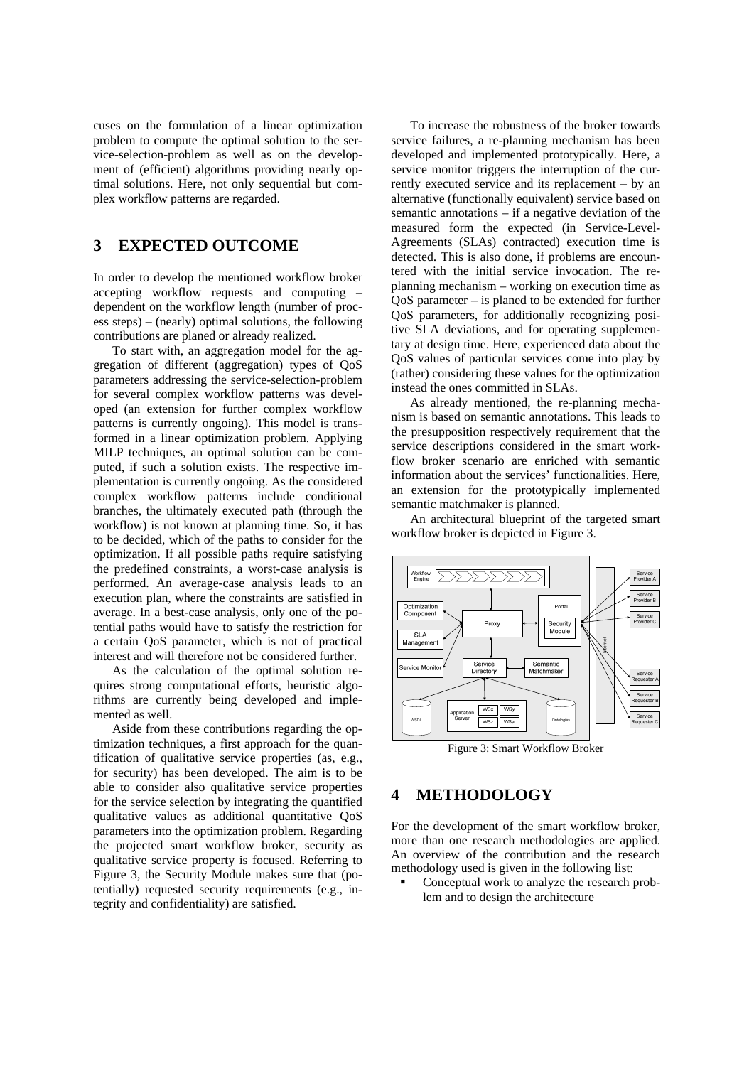cuses on the formulation of a linear optimization problem to compute the optimal solution to the service-selection-problem as well as on the development of (efficient) algorithms providing nearly optimal solutions. Here, not only sequential but complex workflow patterns are regarded.

## 3 EXPECTED OUTCOME

In order to develop the mentioned workflow broker accepting workflow requests and computing – dependent on the workflow length (number of process steps) – (nearly) optimal solutions, the following contributions are planed or already realized.

To start with, an aggregation model for the aggregation of different (aggregation) types of QoS parameters addressing the service-selection-problem for several complex workflow patterns was developed (an extension for further complex workflow patterns is currently ongoing). This model is transformed in a linear optimization problem. Applying MILP techniques, an optimal solution can be computed, if such a solution exists. The respective implementation is currently ongoing. As the considered complex workflow patterns include conditional branches, the ultimately executed path (through the workflow) is not known at planning time. So, it has to be decided, which of the paths to consider for the optimization. If all possible paths require satisfying the predefined constraints, a worst-case analysis is performed. An average-case analysis leads to an execution plan, where the constraints are satisfied in average. In a best-case analysis, only one of the potential paths would have to satisfy the restriction for a certain QoS parameter, which is not of practical interest and will therefore not be considered further.

As the calculation of the optimal solution requires strong computational efforts, heuristic algorithms are currently being developed and implemented as well.

Aside from these contributions regarding the optimization techniques, a first approach for the quantification of qualitative service properties (as, e.g., for security) has been developed. The aim is to be able to consider also qualitative service properties for the service selection by integrating the quantified qualitative values as additional quantitative QoS parameters into the optimization problem. Regarding the projected smart workflow broker, security as qualitative service property is focused. Referring to Figure 3, the Security Module makes sure that (potentially) requested security requirements (e.g., integrity and confidentiality) are satisfied.

To increase the robustness of the broker towards service failures, a re-planning mechanism has been developed and implemented prototypically. Here, a service monitor triggers the interruption of the currently executed service and its replacement – by an alternative (functionally equivalent) service based on semantic annotations – if a negative deviation of the measured form the expected (in Service-Level-Agreements (SLAs) contracted) execution time is detected. This is also done, if problems are encountered with the initial service invocation. The re-planning mechanism – working on execution time as QoS parameter – is planed to be extended for further QoS parameters, for additionally recognizing positive SLA deviations, and for operating supplementary at design time. Here, experienced data about the QoS values of particular services come into play by (rather) considering these values for the optimization instead the ones committed in SLAs.

As already mentioned, the re-planning mechanism is based on semantic annotations. This leads to the presupposition respectively requirement that the service descriptions considered in the smart workflow broker scenario are enriched with semantic information about the services' functionalities. Here, an extension for the prototypically implemented semantic matchmaker is planned.

An architectural blueprint of the targeted smart workflow broker is depicted in Figure 3.

Figure 3: Smart Workflow Broker

## 4 METHODOLOGY

For the development of the smart workflow broker, more than one research methodologies are applied. An overview of the contribution and the research methodology used is given in the following list:

- Conceptual work to analyze the research problem and to design the architecture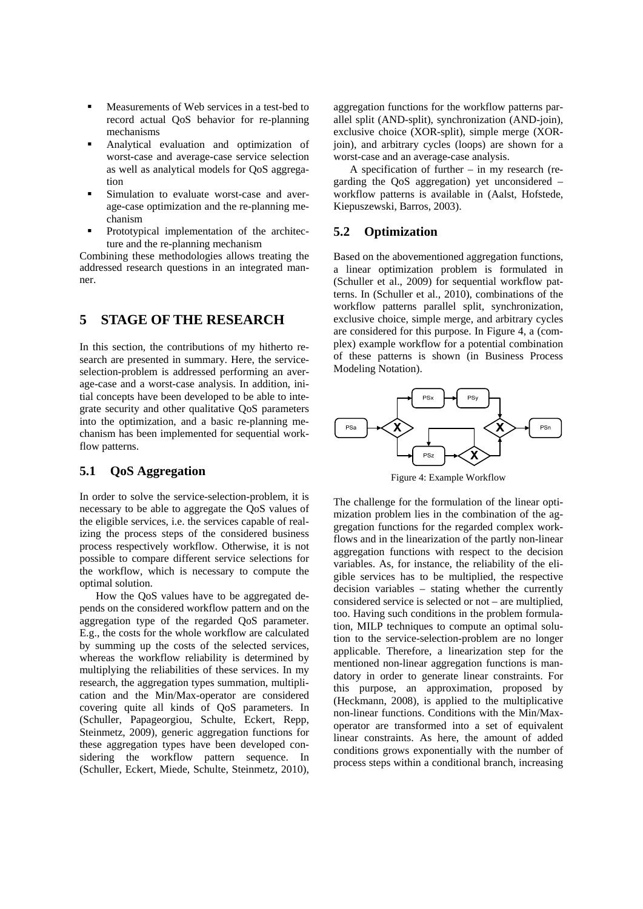- Measurements of Web services in a test-bed to record actual QoS behavior for re-planning mechanisms
- Analytical evaluation and optimization of worst-case and average-case service selection as well as analytical models for QoS aggregation
- Simulation to evaluate worst-case and average-case optimization and the re-planning mechanism
- Prototypical implementation of the architecture and the re-planning mechanism

Combining these methodologies allows treating the addressed research questions in an integrated manner.

## 5 STAGE OF THE RESEARCH

In this section, the contributions of my hitherto research are presented in summary. Here, the service-selection-problem is addressed performing an average-case and a worst-case analysis. In addition, initial concepts have been developed to be able to integrate security and other qualitative QoS parameters into the optimization, and a basic re-planning mechanism has been implemented for sequential workflow patterns.

### 5.1 QoS Aggregation

In order to solve the service-selection-problem, it is necessary to be able to aggregate the QoS values of the eligible services, i.e. the services capable of realizing the process steps of the considered business process respectively workflow. Otherwise, it is not possible to compare different service selections for the workflow, which is necessary to compute the optimal solution.

How the QoS values have to be aggregated depends on the considered workflow pattern and on the aggregation type of the regarded QoS parameter. E.g., the costs for the whole workflow are calculated by summing up the costs of the selected services, whereas the workflow reliability is determined by multiplying the reliabilities of these services. In my research, the aggregation types summation, multiplication and the Min/Max-operator are considered covering quite all kinds of QoS parameters. In (Schuller, Papageorgiou, Schulte, Eckert, Repp, Steinmetz, 2009), generic aggregation functions for these aggregation types have been developed considering the workflow pattern sequence. In (Schuller, Eckert, Miede, Schulte, Steinmetz, 2010), aggregation functions for the workflow patterns parallel split (AND-split), synchronization (AND-join), exclusive choice (XOR-split), simple merge (XOR-join), and arbitrary cycles (loops) are shown for a worst-case and an average-case analysis.

A specification of further – in my research (regarding the QoS aggregation) yet unconsidered – workflow patterns is available in (Aalst, Hofstede, Kiepuszewski, Barros, 2003).

### 5.2 Optimization

Based on the abovementioned aggregation functions, a linear optimization problem is formulated in (Schuller et al., 2009) for sequential workflow patterns. In (Schuller et al., 2010), combinations of the workflow patterns parallel split, synchronization, exclusive choice, simple merge, and arbitrary cycles are considered for this purpose. In Figure 4, a (complex) example workflow for a potential combination of these patterns is shown (in Business Process Modeling Notation).

Figure 4: Example Workflow

The challenge for the formulation of the linear optimization problem lies in the combination of the aggregation functions for the regarded complex workflows and in the linearization of the partly non-linear aggregation functions with respect to the decision variables. As, for instance, the reliability of the eligible services has to be multiplied, the respective decision variables – stating whether the currently considered service is selected or not – are multiplied, too. Having such conditions in the problem formulation, MILP techniques to compute an optimal solution to the service-selection-problem are no longer applicable. Therefore, a linearization step for the mentioned non-linear aggregation functions is mandatory in order to generate linear constraints. For this purpose, an approximation, proposed by (Heckmann, 2008), is applied to the multiplicative non-linear functions. Conditions with the Min/Max-operator are transformed into a set of equivalent linear constraints. As here, the amount of added conditions grows exponentially with the number of process steps within a conditional branch, increasing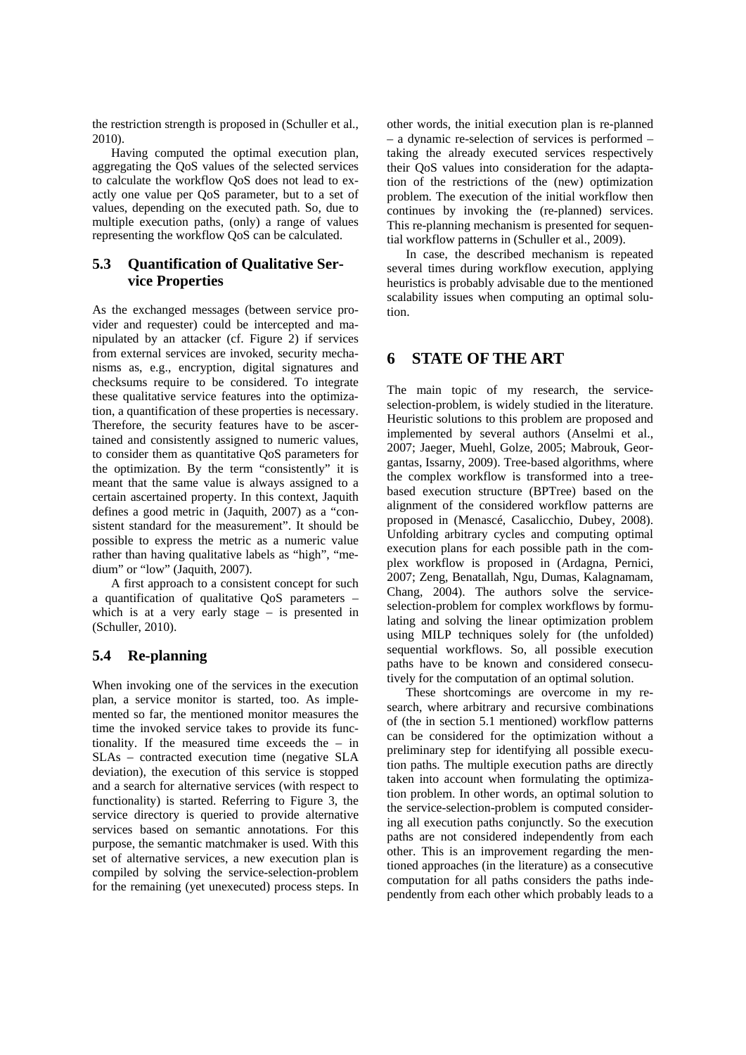the restriction strength is proposed in (Schuller et al., 2010).

Having computed the optimal execution plan, aggregating the QoS values of the selected services to calculate the workflow QoS does not lead to exactly one value per QoS parameter, but to a set of values, depending on the executed path. So, due to multiple execution paths, (only) a range of values representing the workflow QoS can be calculated.

### 5.3 Quantification of Qualitative Service Properties

As the exchanged messages (between service provider and requester) could be intercepted and manipulated by an attacker (cf. Figure 2) if services from external services are invoked, security mechanisms as, e.g., encryption, digital signatures and checksums require to be considered. To integrate these qualitative service features into the optimization, a quantification of these properties is necessary. Therefore, the security features have to be ascertained and consistently assigned to numeric values, to consider them as quantitative QoS parameters for the optimization. By the term "consistently" it is meant that the same value is always assigned to a certain ascertained property. In this context, Jaquith defines a good metric in (Jaquith, 2007) as a "consistent standard for the measurement". It should be possible to express the metric as a numeric value rather than having qualitative labels as "high", "medium" or "low" (Jaquith, 2007).

A first approach to a consistent concept for such a quantification of qualitative QoS parameters – which is at a very early stage – is presented in (Schuller, 2010).

### 5.4 Re-planning

When invoking one of the services in the execution plan, a service monitor is started, too. As implemented so far, the mentioned monitor measures the time the invoked service takes to provide its functionality. If the measured time exceeds the – in SLAs – contracted execution time (negative SLA deviation), the execution of this service is stopped and a search for alternative services (with respect to functionality) is started. Referring to Figure 3, the service directory is queried to provide alternative services based on semantic annotations. For this purpose, the semantic matchmaker is used. With this set of alternative services, a new execution plan is compiled by solving the service-selection-problem for the remaining (yet unexecuted) process steps. In other words, the initial execution plan is re-planned – a dynamic re-selection of services is performed – taking the already executed services respectively their QoS values into consideration for the adaptation of the restrictions of the (new) optimization problem. The execution of the initial workflow then continues by invoking the (re-planned) services. This re-planning mechanism is presented for sequential workflow patterns in (Schuller et al., 2009).

In case, the described mechanism is repeated several times during workflow execution, applying heuristics is probably advisable due to the mentioned scalability issues when computing an optimal solution.

## 6 STATE OF THE ART

The main topic of my research, the service-selection-problem, is widely studied in the literature. Heuristic solutions to this problem are proposed and implemented by several authors (Anselmi et al., 2007; Jaeger, Muehl, Golze, 2005; Mabrouk, Georgantas, Issarny, 2009). Tree-based algorithms, where the complex workflow is transformed into a tree-based execution structure (BPTree) based on the alignment of the considered workflow patterns are proposed in (Menascé, Casalicchio, Dubey, 2008). Unfolding arbitrary cycles and computing optimal execution plans for each possible path in the complex workflow is proposed in (Ardagna, Pernici, 2007; Zeng, Benatallah, Ngu, Dumas, Kalagnamam, Chang, 2004). The authors solve the service-selection-problem for complex workflows by formulating and solving the linear optimization problem using MILP techniques solely for (the unfolded) sequential workflows. So, all possible execution paths have to be known and considered consecutively for the computation of an optimal solution.

These shortcomings are overcome in my research, where arbitrary and recursive combinations of (the in section 5.1 mentioned) workflow patterns can be considered for the optimization without a preliminary step for identifying all possible execution paths. The multiple execution paths are directly taken into account when formulating the optimization problem. In other words, an optimal solution to the service-selection-problem is computed considering all execution paths conjunctly. So the execution paths are not considered independently from each other. This is an improvement regarding the mentioned approaches (in the literature) as a consecutive computation for all paths considers the paths independently from each other which probably leads to a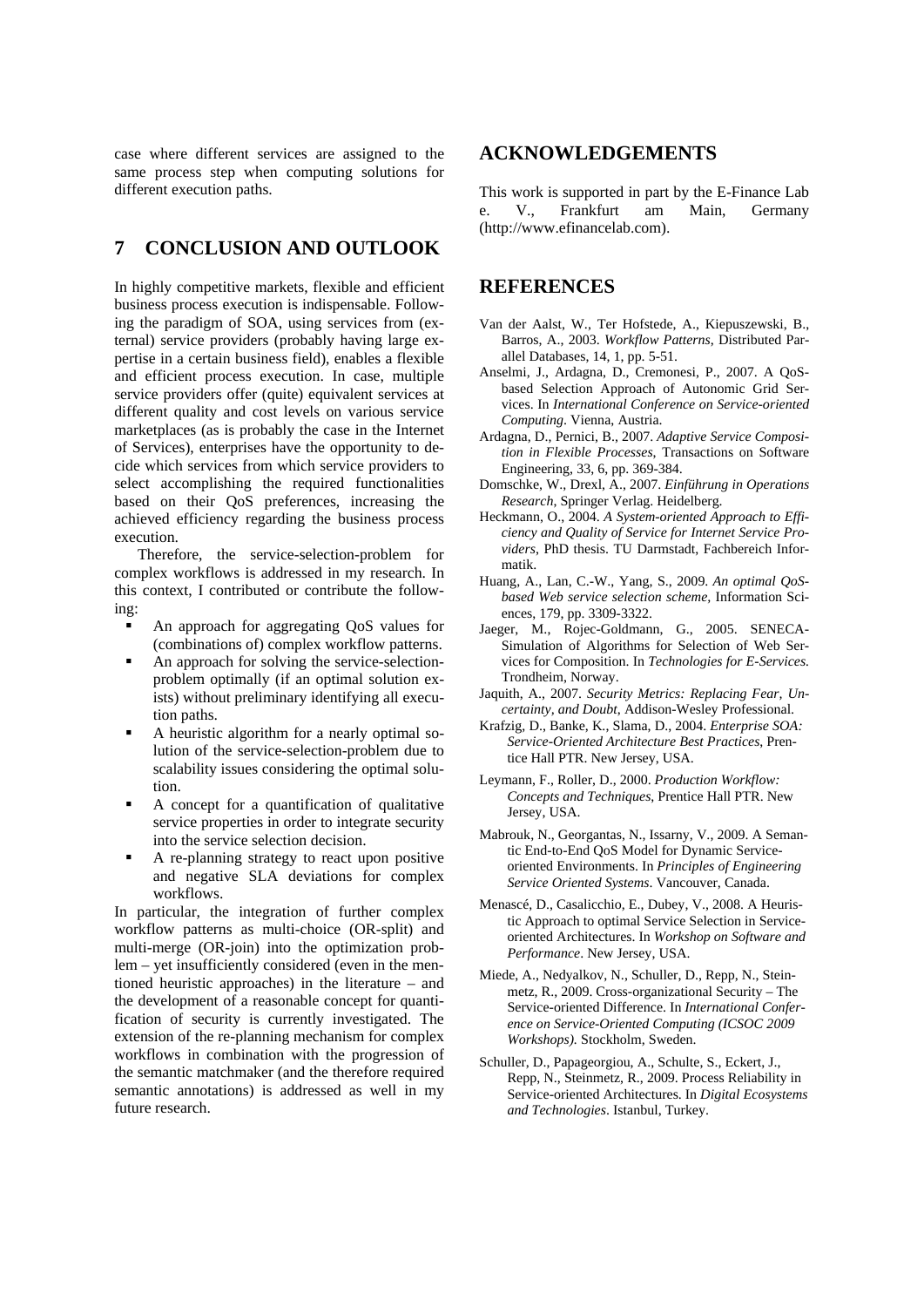case where different services are assigned to the same process step when computing solutions for different execution paths.

## 7 CONCLUSION AND OUTLOOK

In highly competitive markets, flexible and efficient business process execution is indispensable. Following the paradigm of SOA, using services from (external) service providers (probably having large expertise in a certain business field), enables a flexible and efficient process execution. In case, multiple service providers offer (quite) equivalent services at different quality and cost levels on various service marketplaces (as is probably the case in the Internet of Services), enterprises have the opportunity to decide which services from which service providers to select accomplishing the required functionalities based on their QoS preferences, increasing the achieved efficiency regarding the business process execution.

Therefore, the service-selection-problem for complex workflows is addressed in my research. In this context, I contributed or contribute the following:

- An approach for aggregating QoS values for (combinations of) complex workflow patterns.
- An approach for solving the service-selection-problem optimally (if an optimal solution exists) without preliminary identifying all execution paths.
- A heuristic algorithm for a nearly optimal solution of the service-selection-problem due to scalability issues considering the optimal solution.
- A concept for a quantification of qualitative service properties in order to integrate security into the service selection decision.
- A re-planning strategy to react upon positive and negative SLA deviations for complex workflows.

In particular, the integration of further complex workflow patterns as multi-choice (OR-split) and multi-merge (OR-join) into the optimization problem – yet insufficiently considered (even in the mentioned heuristic approaches) in the literature – and the development of a reasonable concept for quantification of security is currently investigated. The extension of the re-planning mechanism for complex workflows in combination with the progression of the semantic matchmaker (and the therefore required semantic annotations) is addressed as well in my future research.

## ACKNOWLEDGEMENTS

This work is supported in part by the E-Finance Lab e. V., Frankfurt am Main, Germany (http://www.efinancelab.com).

## REFERENCES

Van der Aalst, W., Ter Hofstede, A., Kiepuszewski, B., Barros, A., 2003. *Workflow Patterns*, Distributed Parallel Databases, 14, 1, pp. 5-51.

Anselmi, J., Ardagna, D., Cremonesi, P., 2007. A QoS-based Selection Approach of Autonomic Grid Services. In *International Conference on Service-oriented Computing*. Vienna, Austria.

Ardagna, D., Pernici, B., 2007. *Adaptive Service Composition in Flexible Processes*, Transactions on Software Engineering, 33, 6, pp. 369-384.

Domschke, W., Drexl, A., 2007. *Einführung in Operations Research*, Springer Verlag. Heidelberg.

Heckmann, O., 2004. *A System-oriented Approach to Efficiency and Quality of Service for Internet Service Providers*, PhD thesis. TU Darmstadt, Fachbereich Informatik.

Huang, A., Lan, C.-W., Yang, S., 2009. *An optimal QoS-based Web service selection scheme*, Information Sciences, 179, pp. 3309-3322.

Jaeger, M., Rojec-Goldmann, G., 2005. SENECA-Simulation of Algorithms for Selection of Web Services for Composition. In *Technologies for E-Services*. Trondheim, Norway.

Jaquith, A., 2007. *Security Metrics: Replacing Fear, Uncertainty, and Doubt*, Addison-Wesley Professional.

Krafzig, D., Banke, K., Slama, D., 2004. *Enterprise SOA: Service-Oriented Architecture Best Practices*, Prentice Hall PTR. New Jersey, USA.

Leymann, F., Roller, D., 2000. *Production Workflow: Concepts and Techniques*, Prentice Hall PTR. New Jersey, USA.

Mabrouk, N., Georgantas, N., Issarny, V., 2009. A Semantic End-to-End QoS Model for Dynamic Service-oriented Environments. In *Principles of Engineering Service Oriented Systems*. Vancouver, Canada.

Menascé, D., Casalicchio, E., Dubey, V., 2008. A Heuristic Approach to optimal Service Selection in Service-oriented Architectures. In *Workshop on Software and Performance*. New Jersey, USA.

Miede, A., Nedyalkov, N., Schuller, D., Repp, N., Steinmetz, R., 2009. Cross-organizational Security – The Service-oriented Difference. In *International Conference on Service-Oriented Computing (ICSOC 2009 Workshops)*. Stockholm, Sweden.

Schuller, D., Papageorgiou, A., Schulte, S., Eckert, J., Repp, N., Steinmetz, R., 2009. Process Reliability in Service-oriented Architectures. In *Digital Ecosystems and Technologies*. Istanbul, Turkey.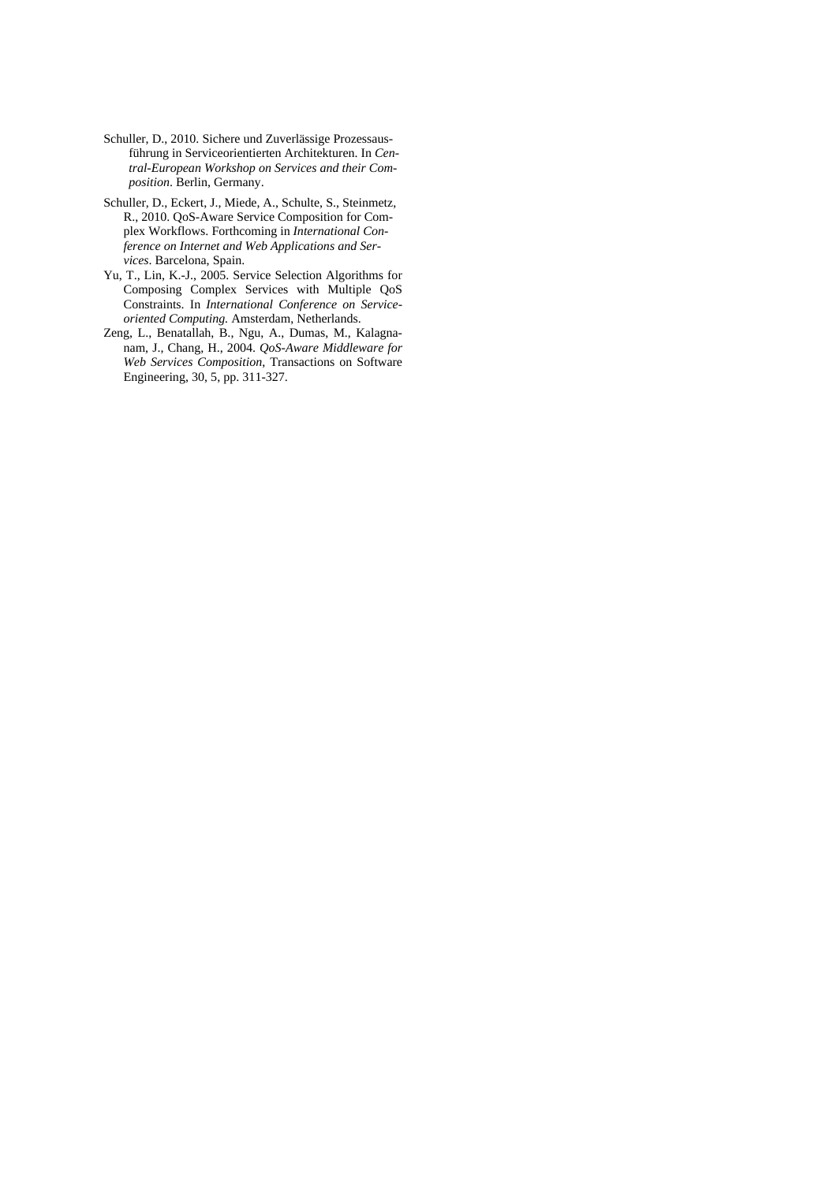Schuller, D., 2010. Sichere und Zuverlässige Prozessausführung in Serviceorientierten Architekturen. In *Central-European Workshop on Services and their Composition*. Berlin, Germany.

Schuller, D., Eckert, J., Miede, A., Schulte, S., Steinmetz, R., 2010. QoS-Aware Service Composition for Complex Workflows. Forthcoming in *International Conference on Internet and Web Applications and Services*. Barcelona, Spain.

Yu, T., Lin, K.-J., 2005. Service Selection Algorithms for Composing Complex Services with Multiple QoS Constraints. In *International Conference on Service-oriented Computing.* Amsterdam, Netherlands.

Zeng, L., Benatallah, B., Ngu, A., Dumas, M., Kalagnanam, J., Chang, H., 2004. *QoS-Aware Middleware for Web Services Composition*, Transactions on Software Engineering, 30, 5, pp. 311-327.